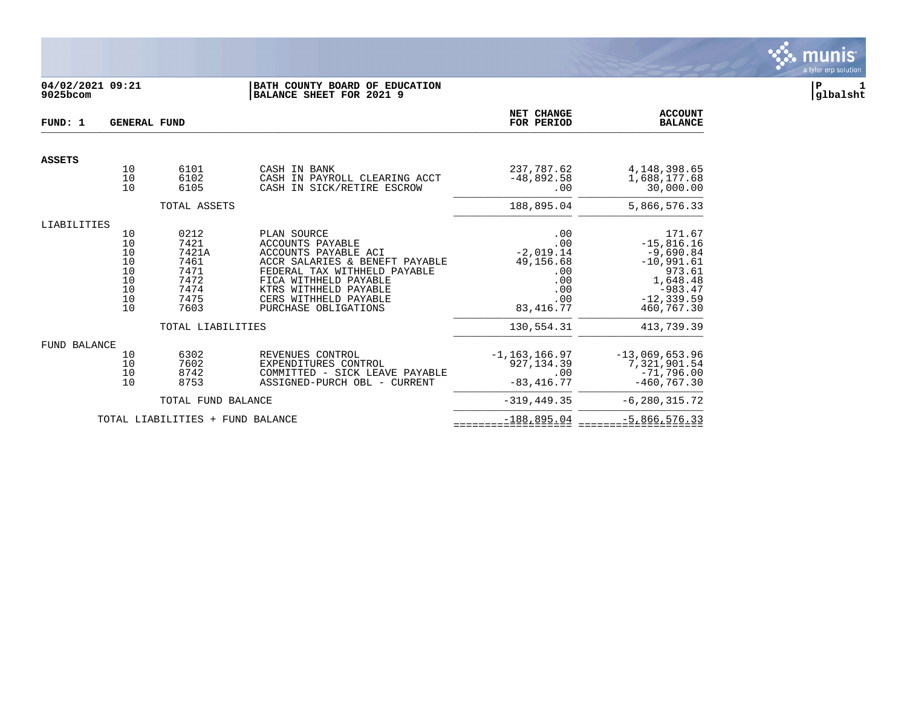04/02/2021 09:21
9025bcom

**BATH COUNTY BOARD OF EDUCATION**
**BALANCE SHEET FOR 2021 9**

P 1
glbalsht

**FUND: 1 GENERAL FUND**

| | | | | NET CHANGE FOR PERIOD | ACCOUNT BALANCE |
|---|---|---|---|---|---|
| **ASSETS** | | | | | |
| | 10 | 6101 | CASH IN BANK | 237,787.62 | 4,148,398.65 |
| | 10 | 6102 | CASH IN PAYROLL CLEARING ACCT | -48,892.58 | 1,688,177.68 |
| | 10 | 6105 | CASH IN SICK/RETIRE ESCROW | .00 | 30,000.00 |
| | | TOTAL ASSETS | | 188,895.04 | 5,866,576.33 |
| LIABILITIES | | | | | |
| | 10 | 0212 | PLAN SOURCE | .00 | 171.67 |
| | 10 | 7421 | ACCOUNTS PAYABLE | .00 | -15,816.16 |
| | 10 | 7421A | ACCOUNTS PAYABLE ACI | -2,019.14 | -9,690.84 |
| | 10 | 7461 | ACCR SALARIES & BENEFT PAYABLE | 49,156.68 | -10,991.61 |
| | 10 | 7471 | FEDERAL TAX WITHHELD PAYABLE | .00 | 973.61 |
| | 10 | 7472 | FICA WITHHELD PAYABLE | .00 | 1,648.48 |
| | 10 | 7474 | KTRS WITHHELD PAYABLE | .00 | -983.47 |
| | 10 | 7475 | CERS WITHHELD PAYABLE | .00 | -12,339.59 |
| | 10 | 7603 | PURCHASE OBLIGATIONS | 83,416.77 | 460,767.30 |
| | | TOTAL LIABILITIES | | 130,554.31 | 413,739.39 |
| FUND BALANCE | | | | | |
| | 10 | 6302 | REVENUES CONTROL | -1,163,166.97 | -13,069,653.96 |
| | 10 | 7602 | EXPENDITURES CONTROL | 927,134.39 | 7,321,901.54 |
| | 10 | 8742 | COMMITTED - SICK LEAVE PAYABLE | .00 | -71,796.00 |
| | 10 | 8753 | ASSIGNED-PURCH OBL - CURRENT | -83,416.77 | -460,767.30 |
| | | TOTAL FUND BALANCE | | -319,449.35 | -6,280,315.72 |
| | TOTAL LIABILITIES + FUND BALANCE | | | -188,895.04 | -5,866,576.33 |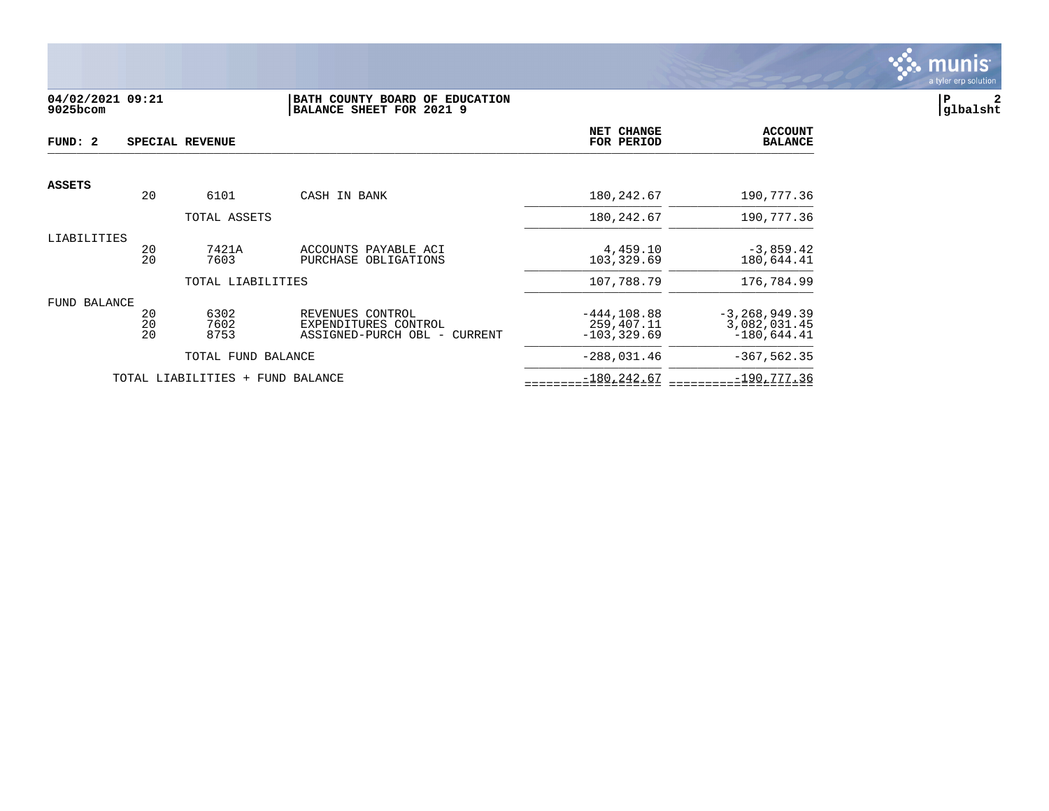**04/02/2021 09:21** | **BATH COUNTY BOARD OF EDUCATION**
**9025bcom** | **BALANCE SHEET FOR 2021 9**

**glbalsht**

| FUND: 2 | SPECIAL REVENUE | | | NET CHANGE FOR PERIOD | ACCOUNT BALANCE |
|---|---|---|---|---|---|
| **ASSETS** | | | | | |
| | 20 | 6101 | CASH IN BANK | 180,242.67 | 190,777.36 |
| | | TOTAL ASSETS | | 180,242.67 | 190,777.36 |
| LIABILITIES | | | | | |
| | 20 | 7421A | ACCOUNTS PAYABLE ACI | 4,459.10 | -3,859.42 |
| | 20 | 7603 | PURCHASE OBLIGATIONS | 103,329.69 | 180,644.41 |
| | | TOTAL LIABILITIES | | 107,788.79 | 176,784.99 |
| FUND BALANCE | | | | | |
| | 20 | 6302 | REVENUES CONTROL | -444,108.88 | -3,268,949.39 |
| | 20 | 7602 | EXPENDITURES CONTROL | 259,407.11 | 3,082,031.45 |
| | 20 | 8753 | ASSIGNED-PURCH OBL - CURRENT | -103,329.69 | -180,644.41 |
| | | TOTAL FUND BALANCE | | -288,031.46 | -367,562.35 |
| | TOTAL LIABILITIES + FUND BALANCE | | | -180,242.67 | -190,777.36 |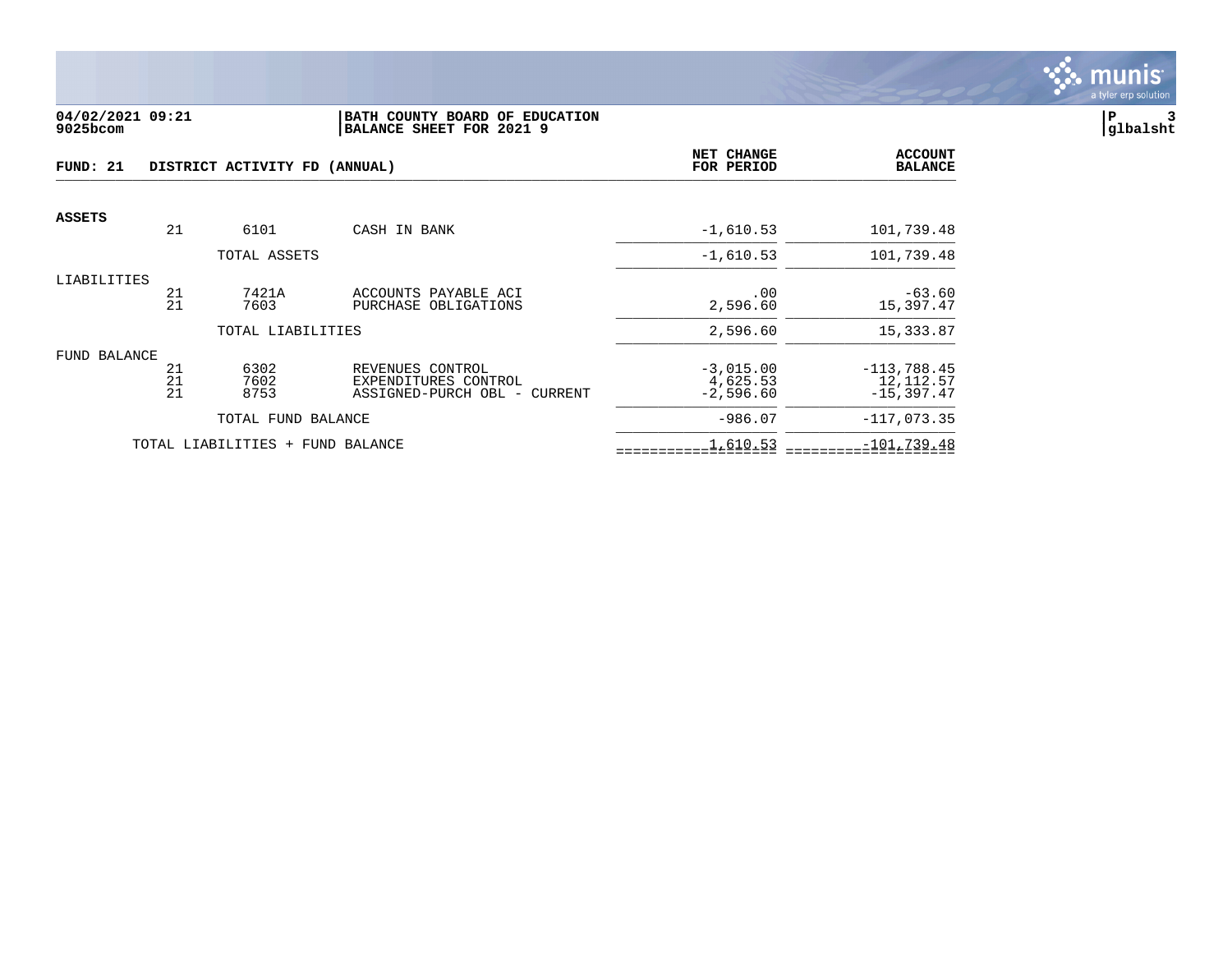**04/02/2021 09:21**
**9025bcom**

**BATH COUNTY BOARD OF EDUCATION**
**BALANCE SHEET FOR 2021 9**

**P 3**
**glbalsht**

**FUND: 21 DISTRICT ACTIVITY FD (ANNUAL)**

| | | | | NET CHANGE FOR PERIOD | ACCOUNT BALANCE |
|---|---|---|---|---|---|
| **ASSETS** | | | | | |
| | 21 | 6101 | CASH IN BANK | -1,610.53 | 101,739.48 |
| | | TOTAL ASSETS | | -1,610.53 | 101,739.48 |
| LIABILITIES | | | | | |
| | 21 | 7421A | ACCOUNTS PAYABLE ACI | .00 | -63.60 |
| | 21 | 7603 | PURCHASE OBLIGATIONS | 2,596.60 | 15,397.47 |
| | | TOTAL LIABILITIES | | 2,596.60 | 15,333.87 |
| FUND BALANCE | | | | | |
| | 21 | 6302 | REVENUES CONTROL | -3,015.00 | -113,788.45 |
| | 21 | 7602 | EXPENDITURES CONTROL | 4,625.53 | 12,112.57 |
| | 21 | 8753 | ASSIGNED-PURCH OBL - CURRENT | -2,596.60 | -15,397.47 |
| | | TOTAL FUND BALANCE | | -986.07 | -117,073.35 |
| | TOTAL LIABILITIES + FUND BALANCE | | | 1,610.53 | -101,739.48 |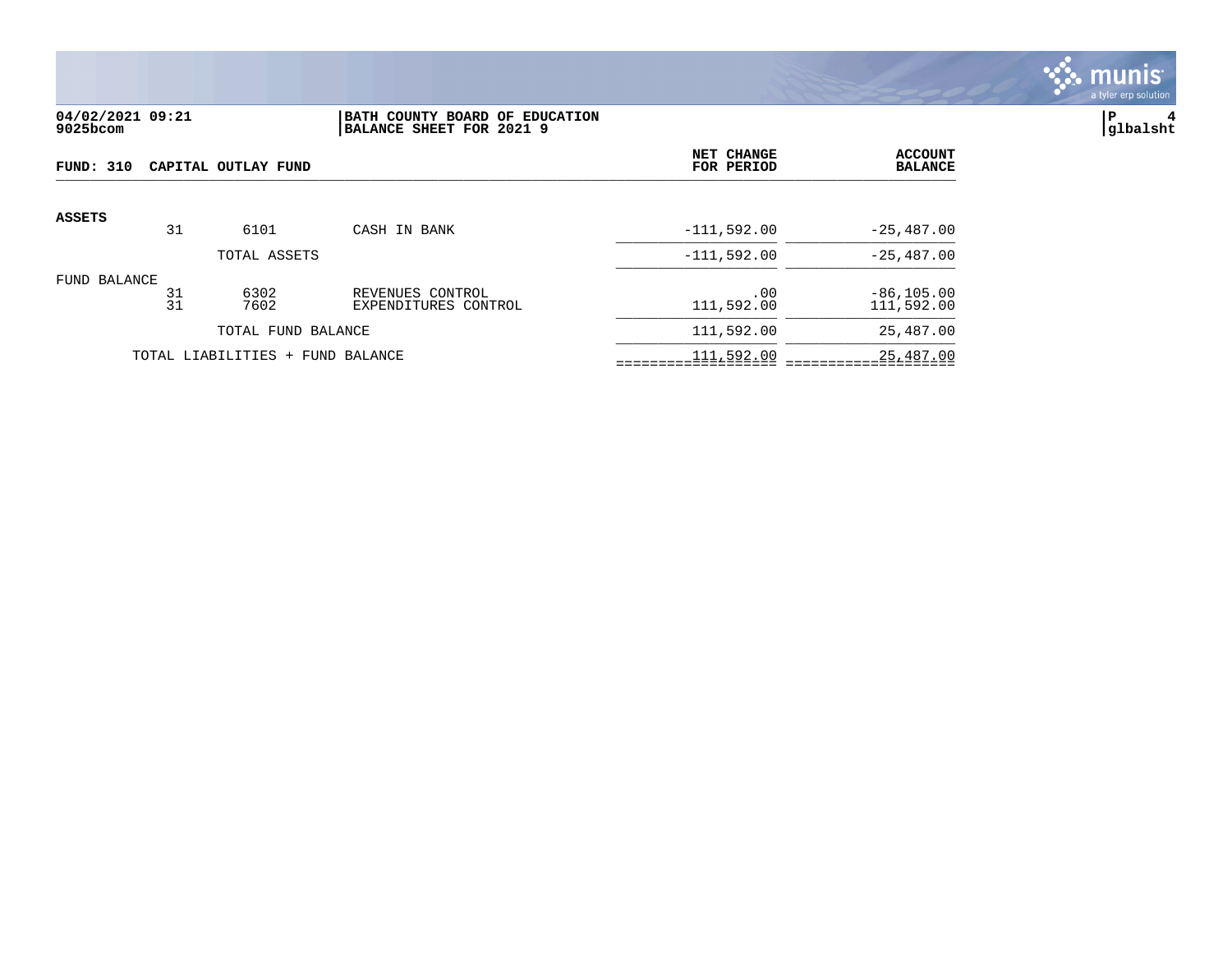**04/02/2021 09:21**
**9025bcom**

**BATH COUNTY BOARD OF EDUCATION**
**BALANCE SHEET FOR 2021 9**

**P 4**
**glbalsht**

**FUND: 310 CAPITAL OUTLAY FUND**

| | | | | NET CHANGE FOR PERIOD | ACCOUNT BALANCE |
|---|---|---|---|---|---|
| **ASSETS** | | | | | |
| | 31 | 6101 | CASH IN BANK | -111,592.00 | -25,487.00 |
| | | TOTAL ASSETS | | -111,592.00 | -25,487.00 |
| FUND BALANCE | | | | | |
| | 31 | 6302 | REVENUES CONTROL | .00 | -86,105.00 |
| | 31 | 7602 | EXPENDITURES CONTROL | 111,592.00 | 111,592.00 |
| | | TOTAL FUND BALANCE | | 111,592.00 | 25,487.00 |
| | TOTAL LIABILITIES + FUND BALANCE | | | 111,592.00 | 25,487.00 |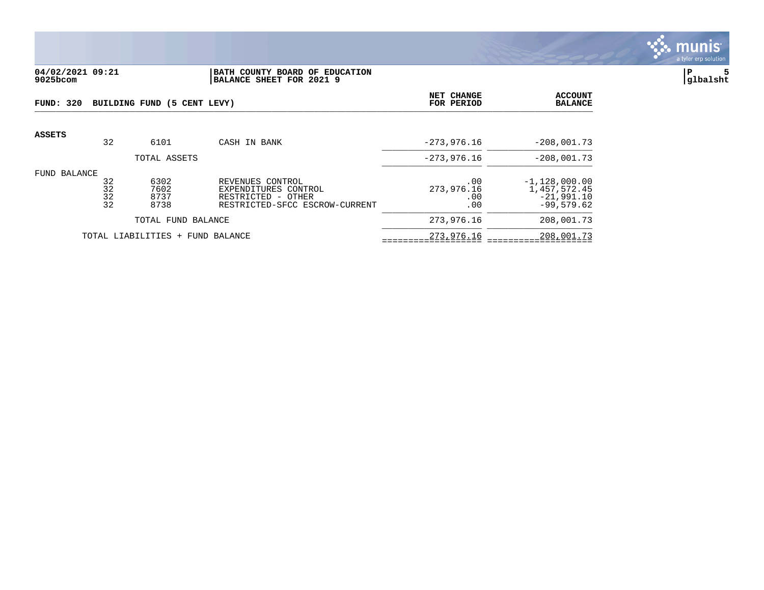04/02/2021 09:21 — 9025bcom

**BATH COUNTY BOARD OF EDUCATION**
**BALANCE SHEET FOR 2021 9**

glbalsht

**FUND: 320 BUILDING FUND (5 CENT LEVY)**

| | | | | NET CHANGE FOR PERIOD | ACCOUNT BALANCE |
|---|---|---|---|---|---|
| **ASSETS** | | | | | |
| | 32 | 6101 | CASH IN BANK | -273,976.16 | -208,001.73 |
| | | TOTAL ASSETS | | -273,976.16 | -208,001.73 |
| FUND BALANCE | | | | | |
| | 32 | 6302 | REVENUES CONTROL | .00 | -1,128,000.00 |
| | 32 | 7602 | EXPENDITURES CONTROL | 273,976.16 | 1,457,572.45 |
| | 32 | 8737 | RESTRICTED - OTHER | .00 | -21,991.10 |
| | 32 | 8738 | RESTRICTED-SFCC ESCROW-CURRENT | .00 | -99,579.62 |
| | | TOTAL FUND BALANCE | | 273,976.16 | 208,001.73 |
| | TOTAL LIABILITIES + FUND BALANCE | | | 273,976.16 | 208,001.73 |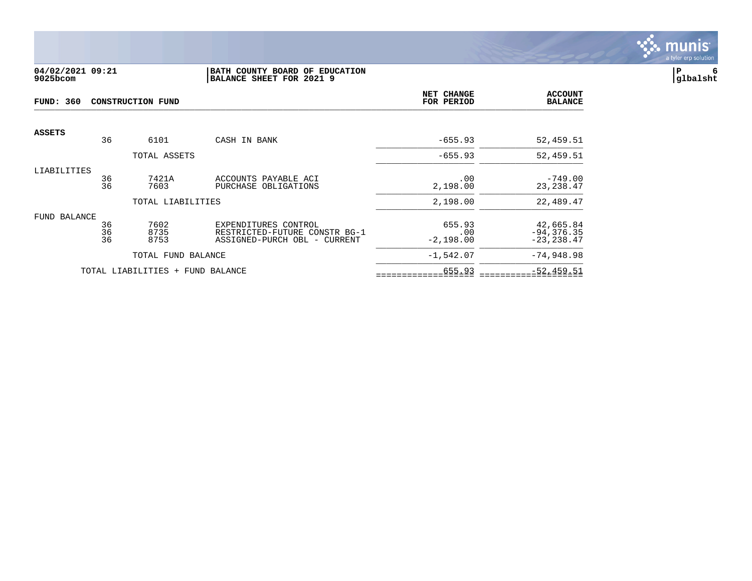**04/02/2021 09:21** **BATH COUNTY BOARD OF EDUCATION**
**9025bcom** **BALANCE SHEET FOR 2021 9**

**FUND: 360 CONSTRUCTION FUND**

| | | | | NET CHANGE FOR PERIOD | ACCOUNT BALANCE |
|---|---|---|---|---|---|
| **ASSETS** | | | | | |
| | 36 | 6101 | CASH IN BANK | -655.93 | 52,459.51 |
| | | TOTAL ASSETS | | -655.93 | 52,459.51 |
| LIABILITIES | | | | | |
| | 36 | 7421A | ACCOUNTS PAYABLE ACI | .00 | -749.00 |
| | 36 | 7603 | PURCHASE OBLIGATIONS | 2,198.00 | 23,238.47 |
| | | TOTAL LIABILITIES | | 2,198.00 | 22,489.47 |
| FUND BALANCE | | | | | |
| | 36 | 7602 | EXPENDITURES CONTROL | 655.93 | 42,665.84 |
| | 36 | 8735 | RESTRICTED-FUTURE CONSTR BG-1 | .00 | -94,376.35 |
| | 36 | 8753 | ASSIGNED-PURCH OBL - CURRENT | -2,198.00 | -23,238.47 |
| | | TOTAL FUND BALANCE | | -1,542.07 | -74,948.98 |
| | TOTAL LIABILITIES + FUND BALANCE | | | 655.93 | -52,459.51 |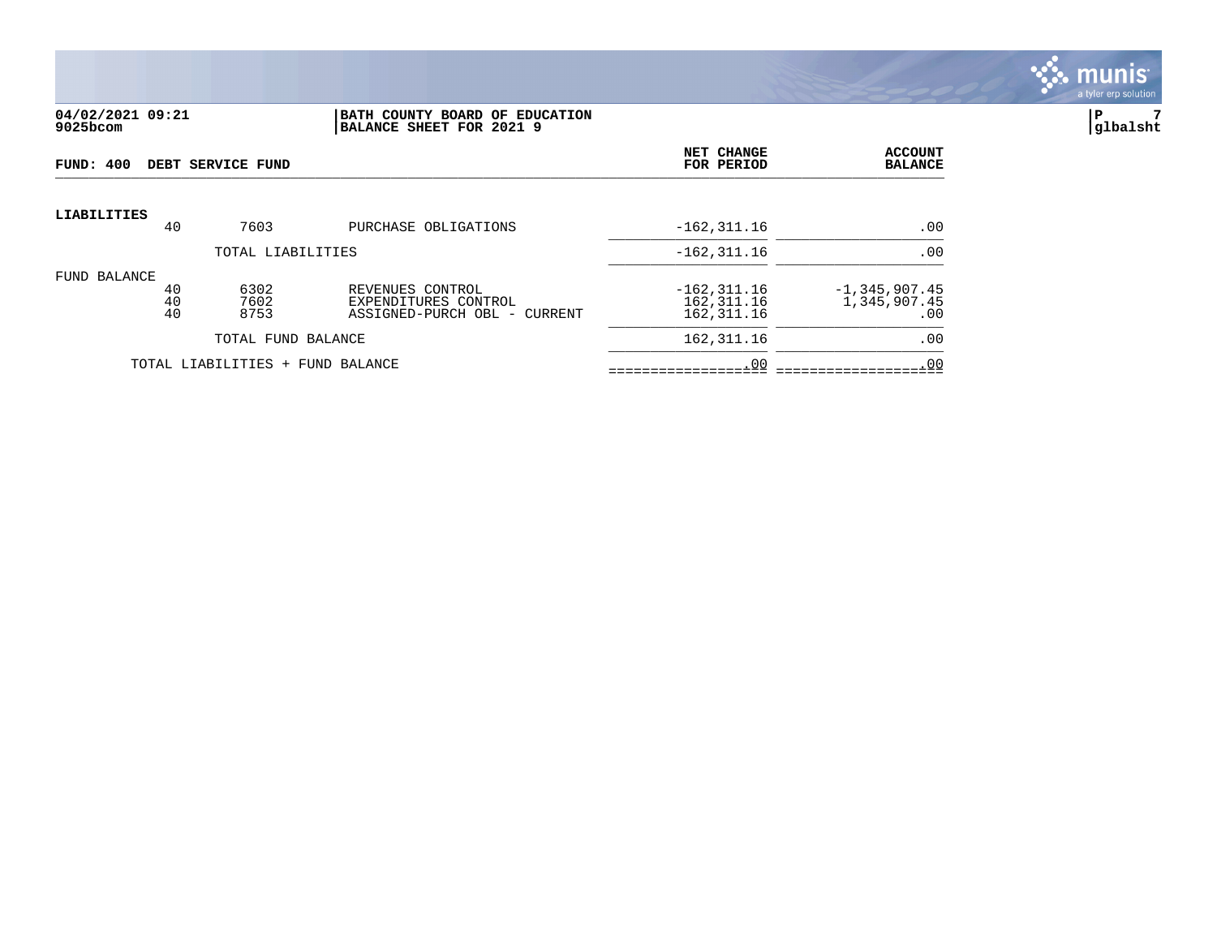**04/02/2021 09:21**
**9025bcom**

**BATH COUNTY BOARD OF EDUCATION**
**BALANCE SHEET FOR 2021 9**

**glbalsht**

| FUND: 400 DEBT SERVICE FUND | | | | NET CHANGE FOR PERIOD | ACCOUNT BALANCE |
|---|---|---|---|---|---|
| **LIABILITIES** | | | | | |
| | 40 | 7603 | PURCHASE OBLIGATIONS | -162,311.16 | .00 |
| | | TOTAL LIABILITIES | | -162,311.16 | .00 |
| FUND BALANCE | | | | | |
| | 40 | 6302 | REVENUES CONTROL | -162,311.16 | -1,345,907.45 |
| | 40 | 7602 | EXPENDITURES CONTROL | 162,311.16 | 1,345,907.45 |
| | 40 | 8753 | ASSIGNED-PURCH OBL - CURRENT | 162,311.16 | .00 |
| | | TOTAL FUND BALANCE | | 162,311.16 | .00 |
| | TOTAL LIABILITIES + FUND BALANCE | | | .00 | .00 |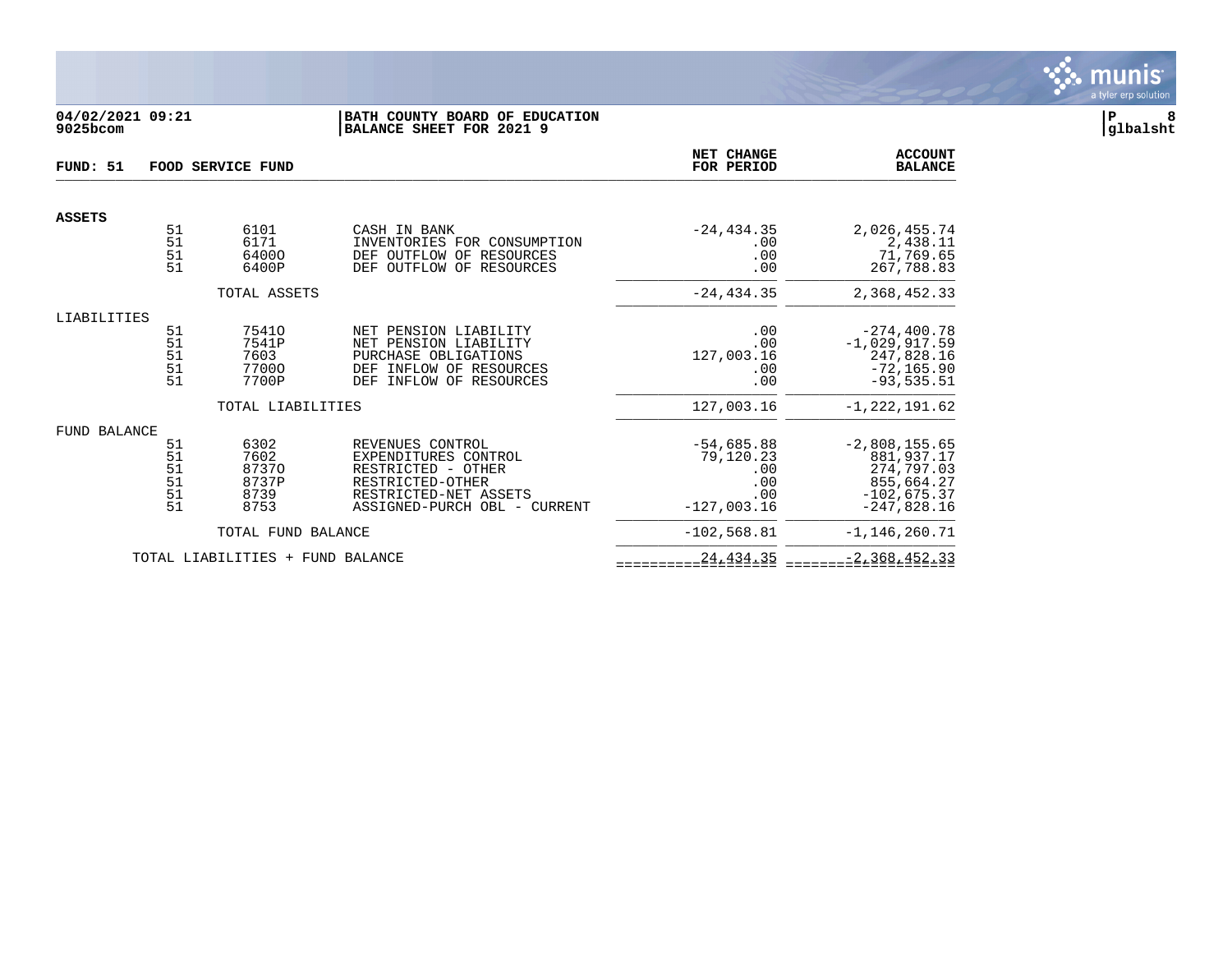**04/02/2021 09:21**
**9025bcom**

**BATH COUNTY BOARD OF EDUCATION**
**BALANCE SHEET FOR 2021 9**

**P 8**
**glbalsht**

| FUND: 51 | FOOD SERVICE FUND | | | NET CHANGE FOR PERIOD | ACCOUNT BALANCE |
|---|---|---|---|---|---|
| **ASSETS** | | | | | |
| | 51 | 6101 | CASH IN BANK | -24,434.35 | 2,026,455.74 |
| | 51 | 6171 | INVENTORIES FOR CONSUMPTION | .00 | 2,438.11 |
| | 51 | 6400O | DEF OUTFLOW OF RESOURCES | .00 | 71,769.65 |
| | 51 | 6400P | DEF OUTFLOW OF RESOURCES | .00 | 267,788.83 |
| | TOTAL ASSETS | | | -24,434.35 | 2,368,452.33 |
| LIABILITIES | | | | | |
| | 51 | 7541O | NET PENSION LIABILITY | .00 | -274,400.78 |
| | 51 | 7541P | NET PENSION LIABILITY | .00 | -1,029,917.59 |
| | 51 | 7603 | PURCHASE OBLIGATIONS | 127,003.16 | 247,828.16 |
| | 51 | 7700O | DEF INFLOW OF RESOURCES | .00 | -72,165.90 |
| | 51 | 7700P | DEF INFLOW OF RESOURCES | .00 | -93,535.51 |
| | TOTAL LIABILITIES | | | 127,003.16 | -1,222,191.62 |
| FUND BALANCE | | | | | |
| | 51 | 6302 | REVENUES CONTROL | -54,685.88 | -2,808,155.65 |
| | 51 | 7602 | EXPENDITURES CONTROL | 79,120.23 | 881,937.17 |
| | 51 | 8737O | RESTRICTED - OTHER | .00 | 274,797.03 |
| | 51 | 8737P | RESTRICTED-OTHER | .00 | 855,664.27 |
| | 51 | 8739 | RESTRICTED-NET ASSETS | .00 | -102,675.37 |
| | 51 | 8753 | ASSIGNED-PURCH OBL - CURRENT | -127,003.16 | -247,828.16 |
| | TOTAL FUND BALANCE | | | -102,568.81 | -1,146,260.71 |
| | TOTAL LIABILITIES + FUND BALANCE | | | 24,434.35 | -2,368,452.33 |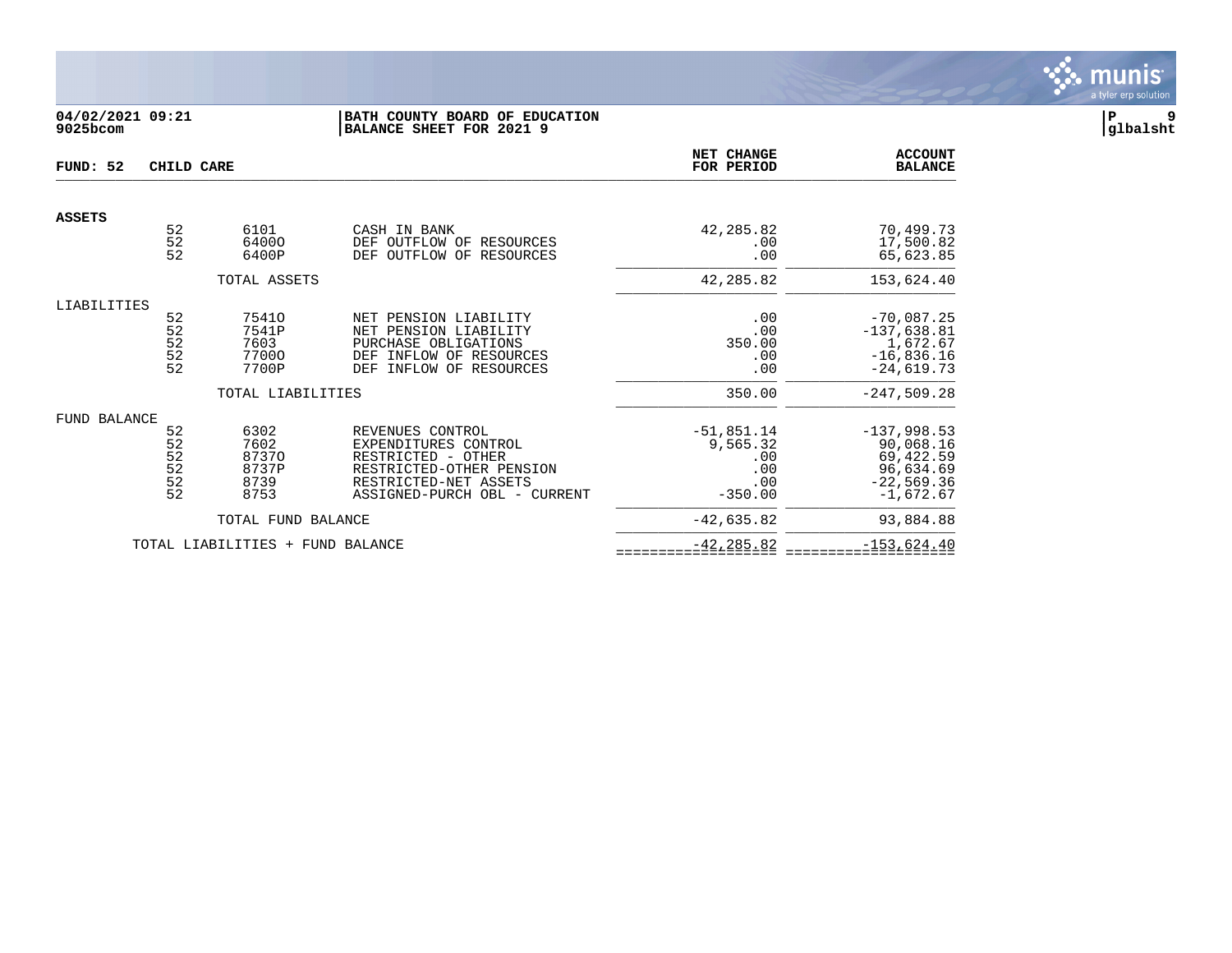**04/02/2021 09:21**
**9025bcom**

**BATH COUNTY BOARD OF EDUCATION**
**BALANCE SHEET FOR 2021 9**

**glbalsht**

| FUND: 52 CHILD CARE | | | | NET CHANGE FOR PERIOD | ACCOUNT BALANCE |
|---|---|---|---|---|---|
| **ASSETS** | | | | | |
| | 52 | 6101 | CASH IN BANK | 42,285.82 | 70,499.73 |
| | 52 | 6400O | DEF OUTFLOW OF RESOURCES | .00 | 17,500.82 |
| | 52 | 6400P | DEF OUTFLOW OF RESOURCES | .00 | 65,623.85 |
| | | TOTAL ASSETS | | 42,285.82 | 153,624.40 |
| LIABILITIES | | | | | |
| | 52 | 7541O | NET PENSION LIABILITY | .00 | -70,087.25 |
| | 52 | 7541P | NET PENSION LIABILITY | .00 | -137,638.81 |
| | 52 | 7603 | PURCHASE OBLIGATIONS | 350.00 | 1,672.67 |
| | 52 | 7700O | DEF INFLOW OF RESOURCES | .00 | -16,836.16 |
| | 52 | 7700P | DEF INFLOW OF RESOURCES | .00 | -24,619.73 |
| | | TOTAL LIABILITIES | | 350.00 | -247,509.28 |
| FUND BALANCE | | | | | |
| | 52 | 6302 | REVENUES CONTROL | -51,851.14 | -137,998.53 |
| | 52 | 7602 | EXPENDITURES CONTROL | 9,565.32 | 90,068.16 |
| | 52 | 8737O | RESTRICTED - OTHER | .00 | 69,422.59 |
| | 52 | 8737P | RESTRICTED-OTHER PENSION | .00 | 96,634.69 |
| | 52 | 8739 | RESTRICTED-NET ASSETS | .00 | -22,569.36 |
| | 52 | 8753 | ASSIGNED-PURCH OBL - CURRENT | -350.00 | -1,672.67 |
| | | TOTAL FUND BALANCE | | -42,635.82 | 93,884.88 |
| | TOTAL LIABILITIES + FUND BALANCE | | | -42,285.82 | -153,624.40 |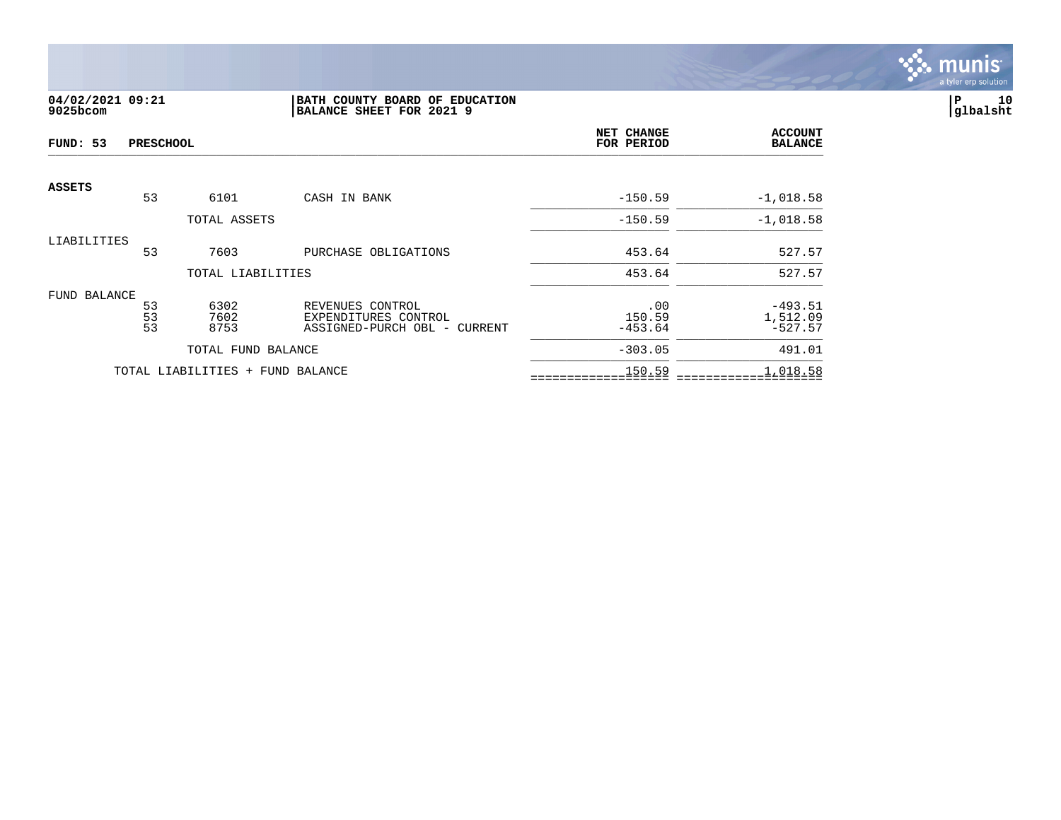**04/02/2021 09:21**
**9025bcom**

**BATH COUNTY BOARD OF EDUCATION**
**BALANCE SHEET FOR 2021 9**

**P 10**
**glbalsht**

| FUND: 53 PRESCHOOL | | | | NET CHANGE FOR PERIOD | ACCOUNT BALANCE |
|---|---|---|---|---|---|
| **ASSETS** | | | | | |
| | 53 | 6101 | CASH IN BANK | -150.59 | -1,018.58 |
| | | TOTAL ASSETS | | -150.59 | -1,018.58 |
| LIABILITIES | | | | | |
| | 53 | 7603 | PURCHASE OBLIGATIONS | 453.64 | 527.57 |
| | | TOTAL LIABILITIES | | 453.64 | 527.57 |
| FUND BALANCE | | | | | |
| | 53 | 6302 | REVENUES CONTROL | .00 | -493.51 |
| | 53 | 7602 | EXPENDITURES CONTROL | 150.59 | 1,512.09 |
| | 53 | 8753 | ASSIGNED-PURCH OBL - CURRENT | -453.64 | -527.57 |
| | | TOTAL FUND BALANCE | | -303.05 | 491.01 |
| | TOTAL LIABILITIES + FUND BALANCE | | | 150.59 | 1,018.58 |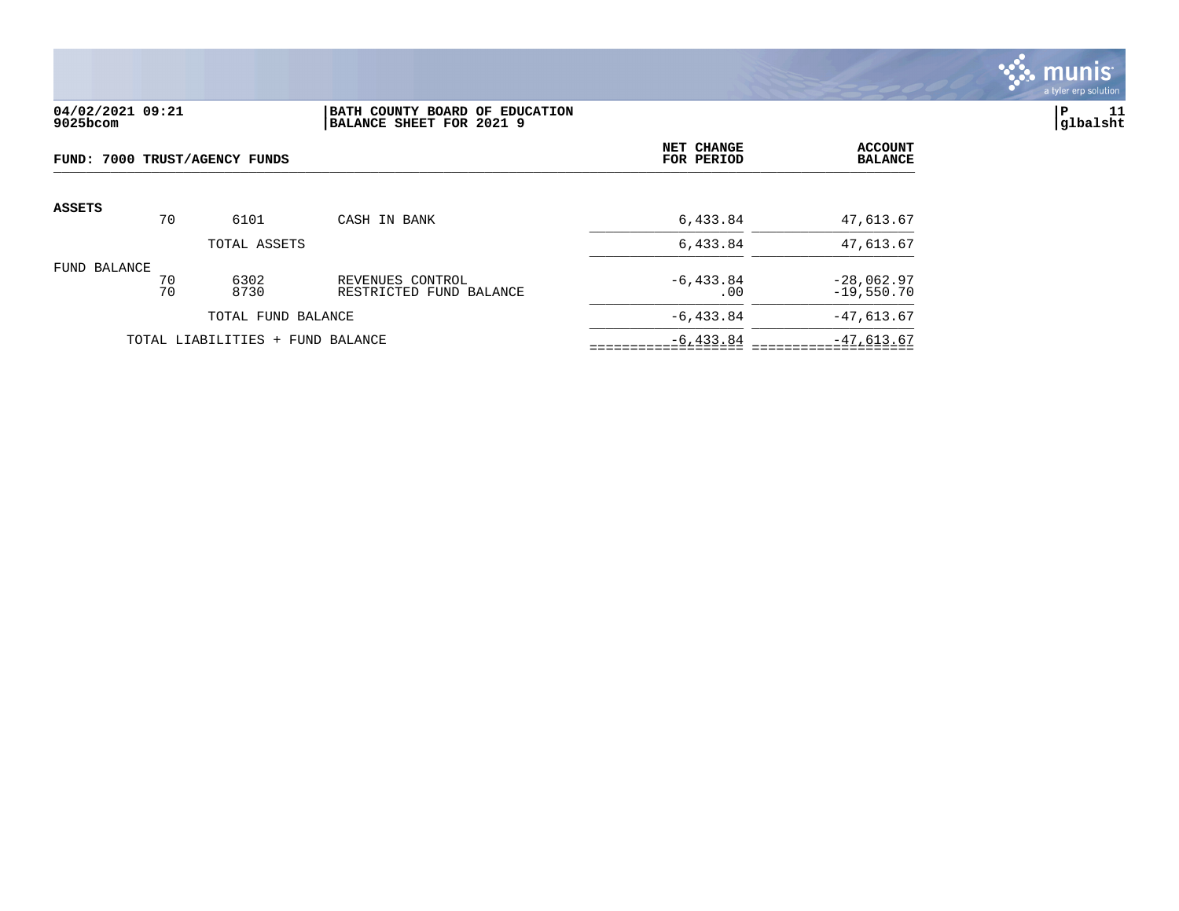**04/02/2021 09:21**
**9025bcom**

**BATH COUNTY BOARD OF EDUCATION**
**BALANCE SHEET FOR 2021 9**

**P 11**
**glbalsht**

**FUND: 7000 TRUST/AGENCY FUNDS**

| | | | | NET CHANGE FOR PERIOD | ACCOUNT BALANCE |
|---|---|---|---|---|---|
| **ASSETS** | 70 | 6101 | CASH IN BANK | 6,433.84 | 47,613.67 |
| | | TOTAL ASSETS | | 6,433.84 | 47,613.67 |
| FUND BALANCE | 70 | 6302 | REVENUES CONTROL | -6,433.84 | -28,062.97 |
| | 70 | 8730 | RESTRICTED FUND BALANCE | .00 | -19,550.70 |
| | | TOTAL FUND BALANCE | | -6,433.84 | -47,613.67 |
| | TOTAL LIABILITIES + FUND BALANCE | | | -6,433.84 | -47,613.67 |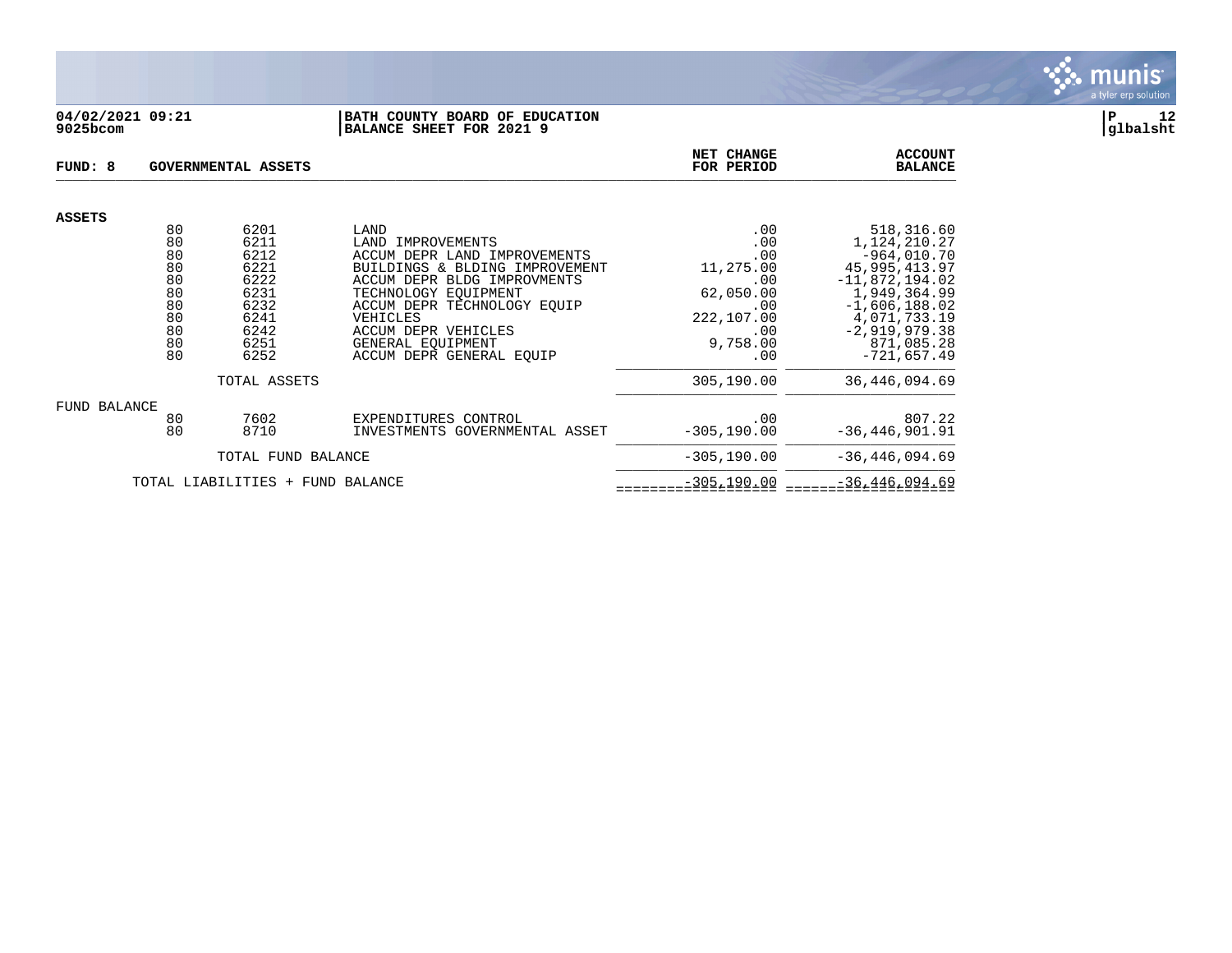04/02/2021 09:21
9025bcom

BATH COUNTY BOARD OF EDUCATION
BALANCE SHEET FOR 2021 9

P 12
glbalsht

| FUND: 8 | GOVERNMENTAL ASSETS | | | NET CHANGE FOR PERIOD | ACCOUNT BALANCE |
|---|---|---|---|---|---|
| **ASSETS** | | | | | |
| | 80 | 6201 | LAND | .00 | 518,316.60 |
| | 80 | 6211 | LAND IMPROVEMENTS | .00 | 1,124,210.27 |
| | 80 | 6212 | ACCUM DEPR LAND IMPROVEMENTS | .00 | -964,010.70 |
| | 80 | 6221 | BUILDINGS & BLDING IMPROVEMENT | 11,275.00 | 45,995,413.97 |
| | 80 | 6222 | ACCUM DEPR BLDG IMPROVMENTS | .00 | -11,872,194.02 |
| | 80 | 6231 | TECHNOLOGY EQUIPMENT | 62,050.00 | 1,949,364.99 |
| | 80 | 6232 | ACCUM DEPR TECHNOLOGY EQUIP | .00 | -1,606,188.02 |
| | 80 | 6241 | VEHICLES | 222,107.00 | 4,071,733.19 |
| | 80 | 6242 | ACCUM DEPR VEHICLES | .00 | -2,919,979.38 |
| | 80 | 6251 | GENERAL EQUIPMENT | 9,758.00 | 871,085.28 |
| | 80 | 6252 | ACCUM DEPR GENERAL EQUIP | .00 | -721,657.49 |
| | | TOTAL ASSETS | | 305,190.00 | 36,446,094.69 |
| FUND BALANCE | | | | | |
| | 80 | 7602 | EXPENDITURES CONTROL | .00 | 807.22 |
| | 80 | 8710 | INVESTMENTS GOVERNMENTAL ASSET | -305,190.00 | -36,446,901.91 |
| | | TOTAL FUND BALANCE | | -305,190.00 | -36,446,094.69 |
| | TOTAL LIABILITIES + FUND BALANCE | | | -305,190.00 | -36,446,094.69 |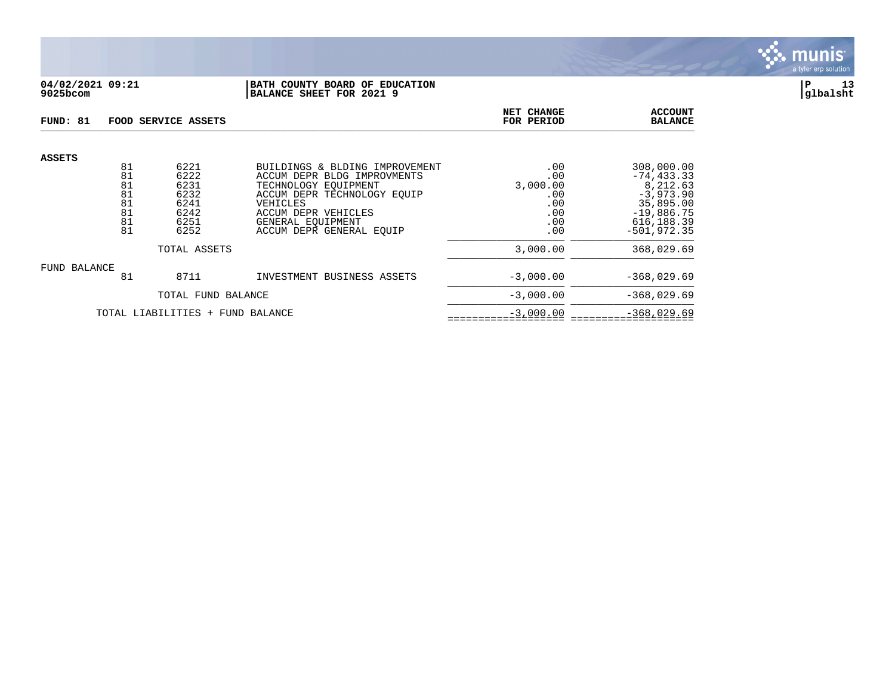**04/02/2021 09:21**
**9025bcom**

**BATH COUNTY BOARD OF EDUCATION**
**BALANCE SHEET FOR 2021 9**

**P 13**
**glbalsht**

| FUND: 81 | FOOD SERVICE ASSETS | | | NET CHANGE FOR PERIOD | ACCOUNT BALANCE |
|---|---|---|---|---|---|
| **ASSETS** | | | | | |
| | 81 | 6221 | BUILDINGS & BLDING IMPROVEMENT | .00 | 308,000.00 |
| | 81 | 6222 | ACCUM DEPR BLDG IMPROVMENTS | .00 | -74,433.33 |
| | 81 | 6231 | TECHNOLOGY EQUIPMENT | 3,000.00 | 8,212.63 |
| | 81 | 6232 | ACCUM DEPR TECHNOLOGY EQUIP | .00 | -3,973.90 |
| | 81 | 6241 | VEHICLES | .00 | 35,895.00 |
| | 81 | 6242 | ACCUM DEPR VEHICLES | .00 | -19,886.75 |
| | 81 | 6251 | GENERAL EQUIPMENT | .00 | 616,188.39 |
| | 81 | 6252 | ACCUM DEPR GENERAL EQUIP | .00 | -501,972.35 |
| | | TOTAL ASSETS | | 3,000.00 | 368,029.69 |
| FUND BALANCE | | | | | |
| | 81 | 8711 | INVESTMENT BUSINESS ASSETS | -3,000.00 | -368,029.69 |
| | | TOTAL FUND BALANCE | | -3,000.00 | -368,029.69 |
| | TOTAL LIABILITIES + FUND BALANCE | | | -3,000.00 | -368,029.69 |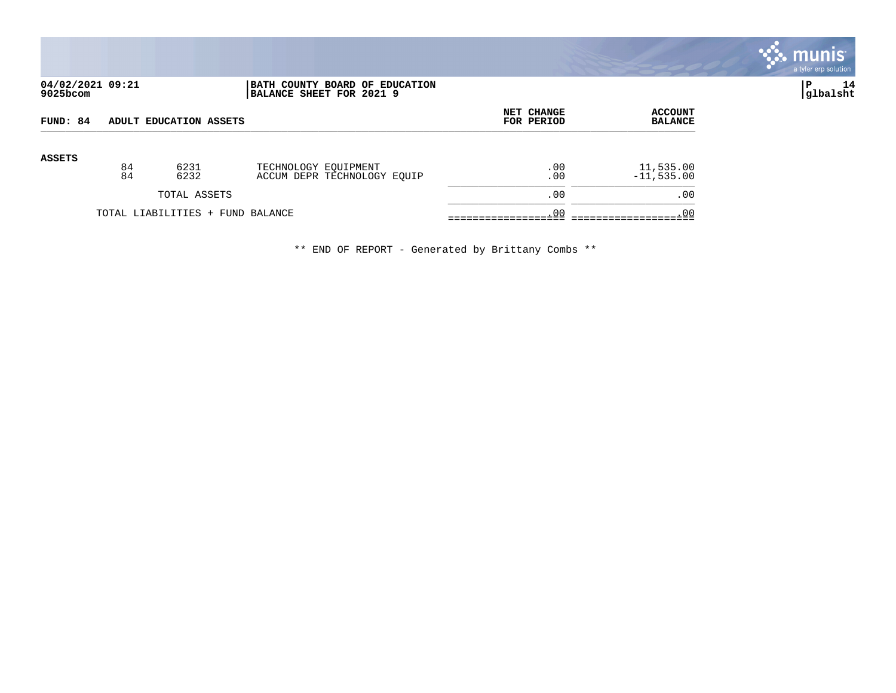**04/02/2021 09:21** **BATH COUNTY BOARD OF EDUCATION**
**9025bcom** **BALANCE SHEET FOR 2021 9**

**P 14**
**glbalsht**

| FUND: 84 | ADULT EDUCATION ASSETS | | | NET CHANGE FOR PERIOD | ACCOUNT BALANCE |
|---|---|---|---|---|---|
| **ASSETS** | | | | | |
| | 84 | 6231 | TECHNOLOGY EQUIPMENT | .00 | 11,535.00 |
| | 84 | 6232 | ACCUM DEPR TECHNOLOGY EQUIP | .00 | -11,535.00 |
| | TOTAL ASSETS | | | .00 | .00 |
| | TOTAL LIABILITIES + FUND BALANCE | | | .00 | .00 |

** END OF REPORT - Generated by Brittany Combs **